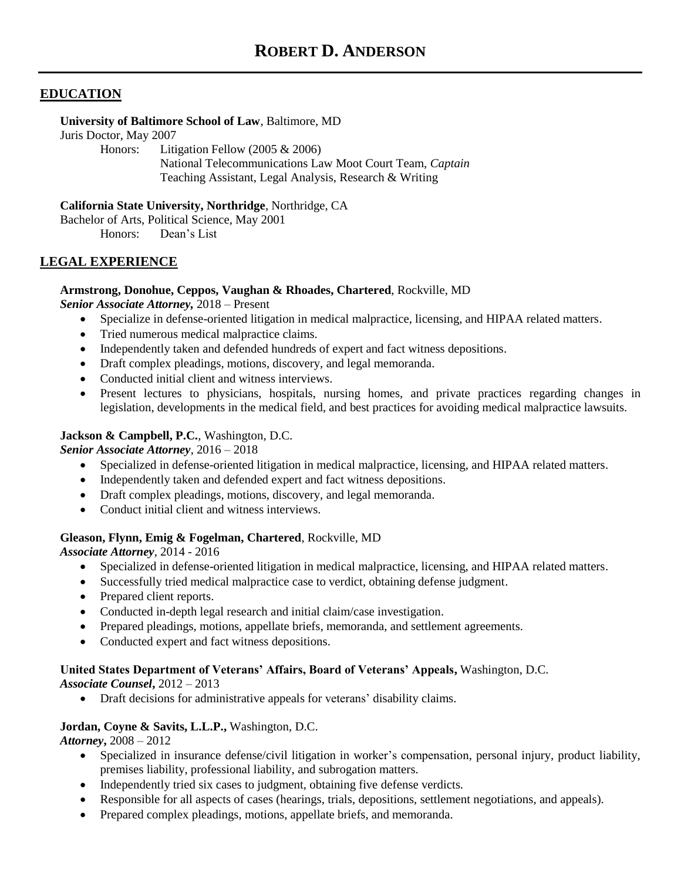# ROBERT D. ANDERSON

## EDUCATION

**University of Baltimore School of Law**, Baltimore, MD
Juris Doctor, May 2007
Honors: Litigation Fellow (2005 & 2006)
National Telecommunications Law Moot Court Team, *Captain*
Teaching Assistant, Legal Analysis, Research & Writing

**California State University, Northridge**, Northridge, CA
Bachelor of Arts, Political Science, May 2001
Honors: Dean's List

## LEGAL EXPERIENCE

**Armstrong, Donohue, Ceppos, Vaughan & Rhoades, Chartered**, Rockville, MD
***Senior Associate Attorney,*** 2018 – Present

- Specialize in defense-oriented litigation in medical malpractice, licensing, and HIPAA related matters.
- Tried numerous medical malpractice claims.
- Independently taken and defended hundreds of expert and fact witness depositions.
- Draft complex pleadings, motions, discovery, and legal memoranda.
- Conducted initial client and witness interviews.
- Present lectures to physicians, hospitals, nursing homes, and private practices regarding changes in legislation, developments in the medical field, and best practices for avoiding medical malpractice lawsuits.

**Jackson & Campbell, P.C.**, Washington, D.C.
***Senior Associate Attorney***, 2016 – 2018

- Specialized in defense-oriented litigation in medical malpractice, licensing, and HIPAA related matters.
- Independently taken and defended expert and fact witness depositions.
- Draft complex pleadings, motions, discovery, and legal memoranda.
- Conduct initial client and witness interviews.

**Gleason, Flynn, Emig & Fogelman, Chartered**, Rockville, MD
***Associate Attorney***, 2014 - 2016

- Specialized in defense-oriented litigation in medical malpractice, licensing, and HIPAA related matters.
- Successfully tried medical malpractice case to verdict, obtaining defense judgment.
- Prepared client reports.
- Conducted in-depth legal research and initial claim/case investigation.
- Prepared pleadings, motions, appellate briefs, memoranda, and settlement agreements.
- Conducted expert and fact witness depositions.

**United States Department of Veterans' Affairs, Board of Veterans' Appeals,** Washington, D.C.
***Associate Counsel*****,** 2012 – 2013

- Draft decisions for administrative appeals for veterans' disability claims.

**Jordan, Coyne & Savits, L.L.P.,** Washington, D.C.
***Attorney*****,** 2008 – 2012

- Specialized in insurance defense/civil litigation in worker's compensation, personal injury, product liability, premises liability, professional liability, and subrogation matters.
- Independently tried six cases to judgment, obtaining five defense verdicts.
- Responsible for all aspects of cases (hearings, trials, depositions, settlement negotiations, and appeals).
- Prepared complex pleadings, motions, appellate briefs, and memoranda.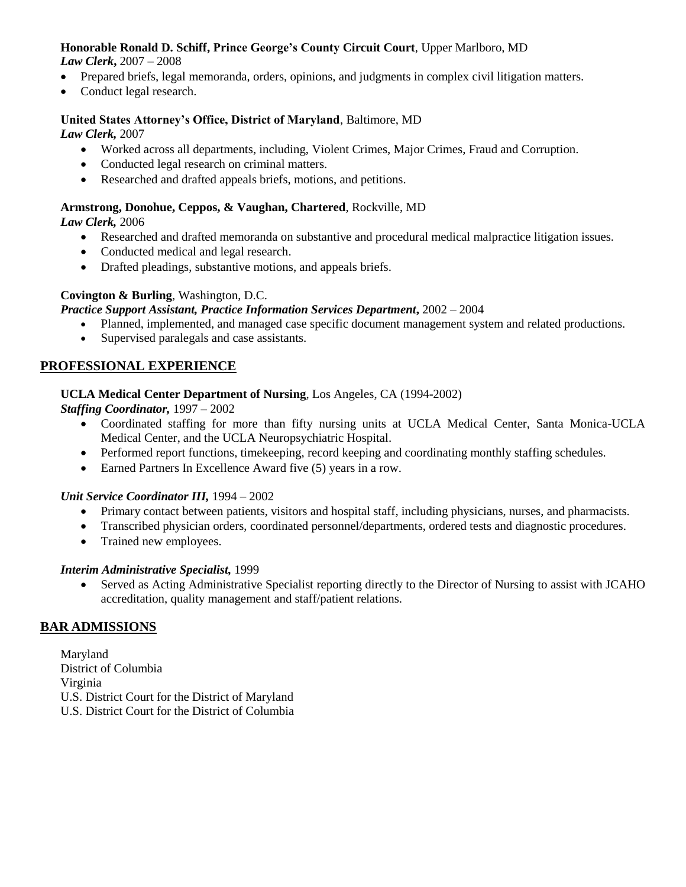**Honorable Ronald D. Schiff, Prince George's County Circuit Court**, Upper Marlboro, MD
***Law Clerk***, 2007 – 2008

- Prepared briefs, legal memoranda, orders, opinions, and judgments in complex civil litigation matters.
- Conduct legal research.

**United States Attorney's Office, District of Maryland**, Baltimore, MD
***Law Clerk***, 2007

- Worked across all departments, including, Violent Crimes, Major Crimes, Fraud and Corruption.
- Conducted legal research on criminal matters.
- Researched and drafted appeals briefs, motions, and petitions.

**Armstrong, Donohue, Ceppos, & Vaughan, Chartered**, Rockville, MD
***Law Clerk***, 2006

- Researched and drafted memoranda on substantive and procedural medical malpractice litigation issues.
- Conducted medical and legal research.
- Drafted pleadings, substantive motions, and appeals briefs.

**Covington & Burling**, Washington, D.C.
***Practice Support Assistant, Practice Information Services Department***, 2002 – 2004

- Planned, implemented, and managed case specific document management system and related productions.
- Supervised paralegals and case assistants.

## PROFESSIONAL EXPERIENCE

**UCLA Medical Center Department of Nursing**, Los Angeles, CA (1994-2002)
***Staffing Coordinator***, 1997 – 2002

- Coordinated staffing for more than fifty nursing units at UCLA Medical Center, Santa Monica-UCLA Medical Center, and the UCLA Neuropsychiatric Hospital.
- Performed report functions, timekeeping, record keeping and coordinating monthly staffing schedules.
- Earned Partners In Excellence Award five (5) years in a row.

***Unit Service Coordinator III***, 1994 – 2002

- Primary contact between patients, visitors and hospital staff, including physicians, nurses, and pharmacists.
- Transcribed physician orders, coordinated personnel/departments, ordered tests and diagnostic procedures.
- Trained new employees.

***Interim Administrative Specialist***, 1999

- Served as Acting Administrative Specialist reporting directly to the Director of Nursing to assist with JCAHO accreditation, quality management and staff/patient relations.

## BAR ADMISSIONS

Maryland
District of Columbia
Virginia
U.S. District Court for the District of Maryland
U.S. District Court for the District of Columbia